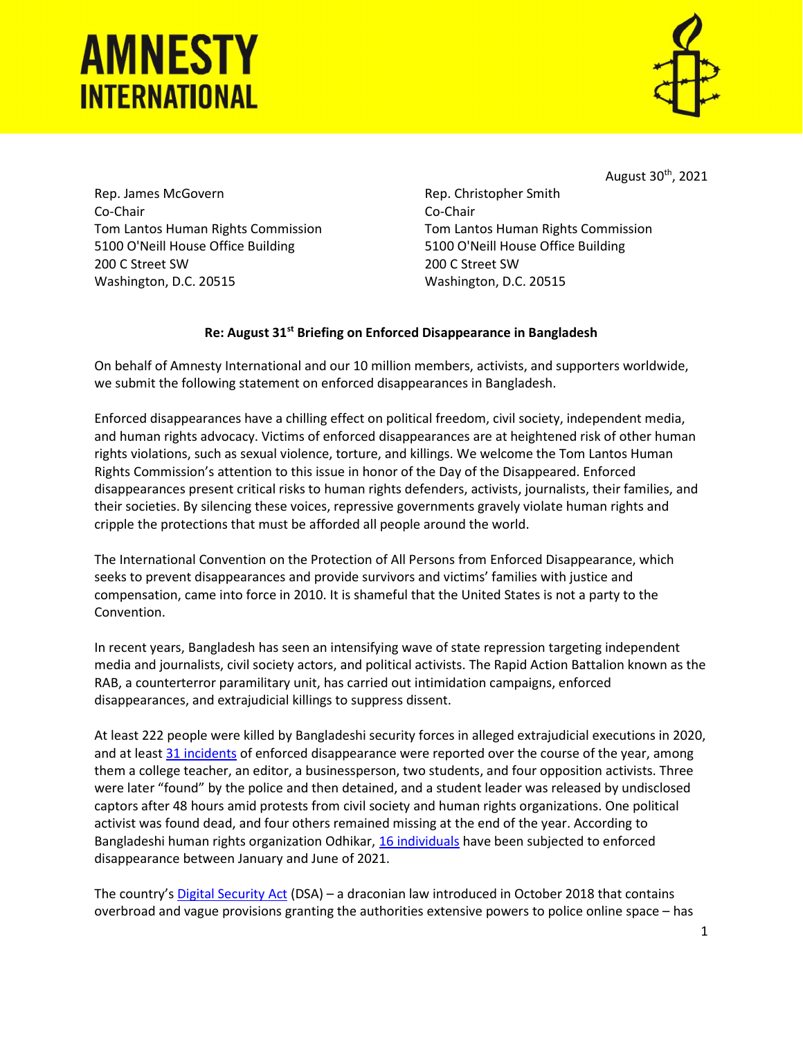# AMNESTY INTERNATIONAL

August 30th, 2021

Rep. James McGovern
Co-Chair
Tom Lantos Human Rights Commission
5100 O'Neill House Office Building
200 C Street SW
Washington, D.C. 20515

Rep. Christopher Smith
Co-Chair
Tom Lantos Human Rights Commission
5100 O'Neill House Office Building
200 C Street SW
Washington, D.C. 20515

**Re: August 31st Briefing on Enforced Disappearance in Bangladesh**

On behalf of Amnesty International and our 10 million members, activists, and supporters worldwide, we submit the following statement on enforced disappearances in Bangladesh.

Enforced disappearances have a chilling effect on political freedom, civil society, independent media, and human rights advocacy. Victims of enforced disappearances are at heightened risk of other human rights violations, such as sexual violence, torture, and killings. We welcome the Tom Lantos Human Rights Commission's attention to this issue in honor of the Day of the Disappeared. Enforced disappearances present critical risks to human rights defenders, activists, journalists, their families, and their societies. By silencing these voices, repressive governments gravely violate human rights and cripple the protections that must be afforded all people around the world.

The International Convention on the Protection of All Persons from Enforced Disappearance, which seeks to prevent disappearances and provide survivors and victims' families with justice and compensation, came into force in 2010. It is shameful that the United States is not a party to the Convention.

In recent years, Bangladesh has seen an intensifying wave of state repression targeting independent media and journalists, civil society actors, and political activists. The Rapid Action Battalion known as the RAB, a counterterror paramilitary unit, has carried out intimidation campaigns, enforced disappearances, and extrajudicial killings to suppress dissent.

At least 222 people were killed by Bangladeshi security forces in alleged extrajudicial executions in 2020, and at least 31 incidents of enforced disappearance were reported over the course of the year, among them a college teacher, an editor, a businessperson, two students, and four opposition activists. Three were later "found" by the police and then detained, and a student leader was released by undisclosed captors after 48 hours amid protests from civil society and human rights organizations. One political activist was found dead, and four others remained missing at the end of the year. According to Bangladeshi human rights organization Odhikar, 16 individuals have been subjected to enforced disappearance between January and June of 2021.

The country's Digital Security Act (DSA) – a draconian law introduced in October 2018 that contains overbroad and vague provisions granting the authorities extensive powers to police online space – has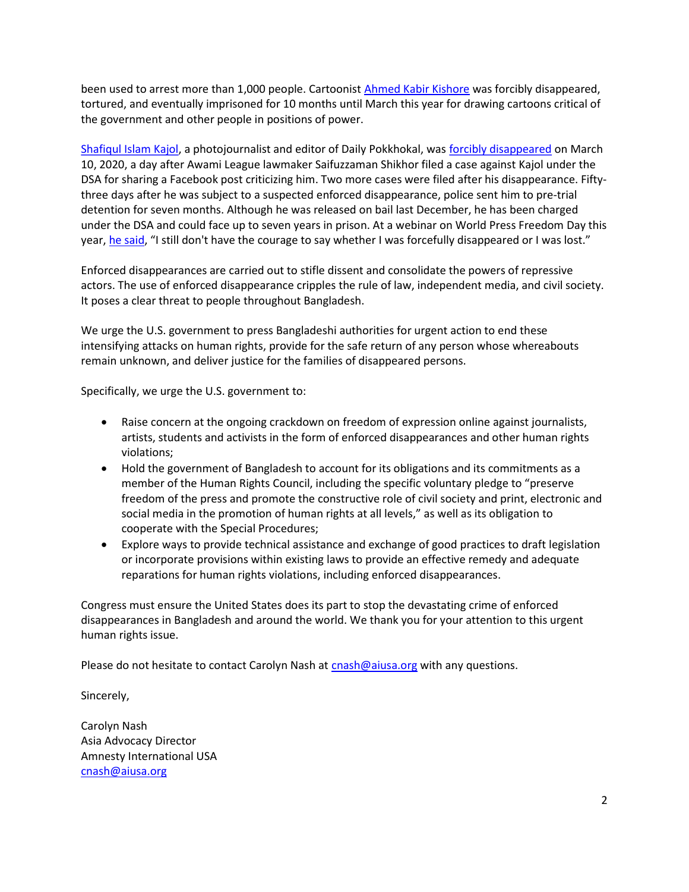been used to arrest more than 1,000 people. Cartoonist Ahmed Kabir Kishore was forcibly disappeared, tortured, and eventually imprisoned for 10 months until March this year for drawing cartoons critical of the government and other people in positions of power.

Shafiqul Islam Kajol, a photojournalist and editor of Daily Pokkhokal, was forcibly disappeared on March 10, 2020, a day after Awami League lawmaker Saifuzzaman Shikhor filed a case against Kajol under the DSA for sharing a Facebook post criticizing him. Two more cases were filed after his disappearance. Fifty-three days after he was subject to a suspected enforced disappearance, police sent him to pre-trial detention for seven months. Although he was released on bail last December, he has been charged under the DSA and could face up to seven years in prison. At a webinar on World Press Freedom Day this year, he said, "I still don't have the courage to say whether I was forcefully disappeared or I was lost."

Enforced disappearances are carried out to stifle dissent and consolidate the powers of repressive actors. The use of enforced disappearance cripples the rule of law, independent media, and civil society. It poses a clear threat to people throughout Bangladesh.

We urge the U.S. government to press Bangladeshi authorities for urgent action to end these intensifying attacks on human rights, provide for the safe return of any person whose whereabouts remain unknown, and deliver justice for the families of disappeared persons.

Specifically, we urge the U.S. government to:

- Raise concern at the ongoing crackdown on freedom of expression online against journalists, artists, students and activists in the form of enforced disappearances and other human rights violations;
- Hold the government of Bangladesh to account for its obligations and its commitments as a member of the Human Rights Council, including the specific voluntary pledge to "preserve freedom of the press and promote the constructive role of civil society and print, electronic and social media in the promotion of human rights at all levels," as well as its obligation to cooperate with the Special Procedures;
- Explore ways to provide technical assistance and exchange of good practices to draft legislation or incorporate provisions within existing laws to provide an effective remedy and adequate reparations for human rights violations, including enforced disappearances.

Congress must ensure the United States does its part to stop the devastating crime of enforced disappearances in Bangladesh and around the world. We thank you for your attention to this urgent human rights issue.

Please do not hesitate to contact Carolyn Nash at cnash@aiusa.org with any questions.

Sincerely,

Carolyn Nash
Asia Advocacy Director
Amnesty International USA
cnash@aiusa.org